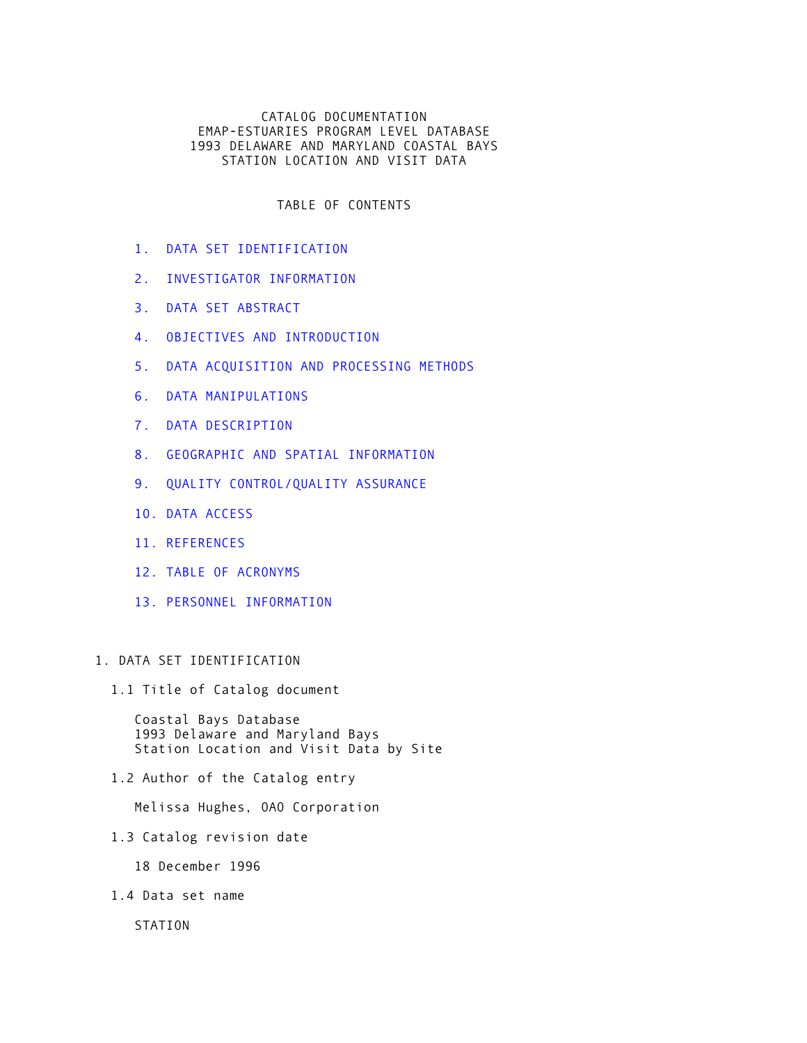# CATALOG DOCUMENTATION
# EMAP-ESTUARIES PROGRAM LEVEL DATABASE
# 1993 DELAWARE AND MARYLAND COASTAL BAYS
# STATION LOCATION AND VISIT DATA

## TABLE OF CONTENTS

1. DATA SET IDENTIFICATION
2. INVESTIGATOR INFORMATION
3. DATA SET ABSTRACT
4. OBJECTIVES AND INTRODUCTION
5. DATA ACQUISITION AND PROCESSING METHODS
6. DATA MANIPULATIONS
7. DATA DESCRIPTION
8. GEOGRAPHIC AND SPATIAL INFORMATION
9. QUALITY CONTROL/QUALITY ASSURANCE
10. DATA ACCESS
11. REFERENCES
12. TABLE OF ACRONYMS
13. PERSONNEL INFORMATION

## 1. DATA SET IDENTIFICATION

### 1.1 Title of Catalog document

Coastal Bays Database
1993 Delaware and Maryland Bays
Station Location and Visit Data by Site

### 1.2 Author of the Catalog entry

Melissa Hughes, OAO Corporation

### 1.3 Catalog revision date

18 December 1996

### 1.4 Data set name

STATION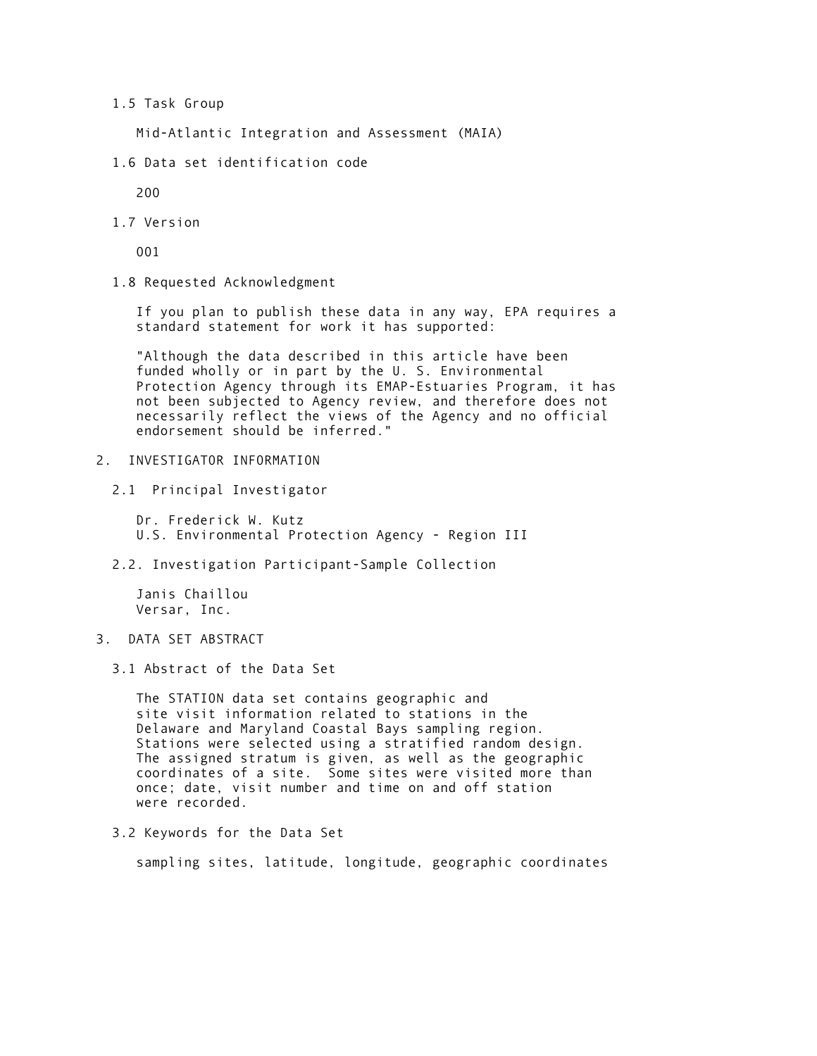### 1.5 Task Group

Mid-Atlantic Integration and Assessment (MAIA)

### 1.6 Data set identification code

200

### 1.7 Version

001

### 1.8 Requested Acknowledgment

If you plan to publish these data in any way, EPA requires a standard statement for work it has supported:

"Although the data described in this article have been funded wholly or in part by the U. S. Environmental Protection Agency through its EMAP-Estuaries Program, it has not been subjected to Agency review, and therefore does not necessarily reflect the views of the Agency and no official endorsement should be inferred."

## 2. INVESTIGATOR INFORMATION

### 2.1 Principal Investigator

Dr. Frederick W. Kutz
U.S. Environmental Protection Agency - Region III

### 2.2. Investigation Participant-Sample Collection

Janis Chaillou
Versar, Inc.

## 3. DATA SET ABSTRACT

### 3.1 Abstract of the Data Set

The STATION data set contains geographic and site visit information related to stations in the Delaware and Maryland Coastal Bays sampling region. Stations were selected using a stratified random design. The assigned stratum is given, as well as the geographic coordinates of a site. Some sites were visited more than once; date, visit number and time on and off station were recorded.

### 3.2 Keywords for the Data Set

sampling sites, latitude, longitude, geographic coordinates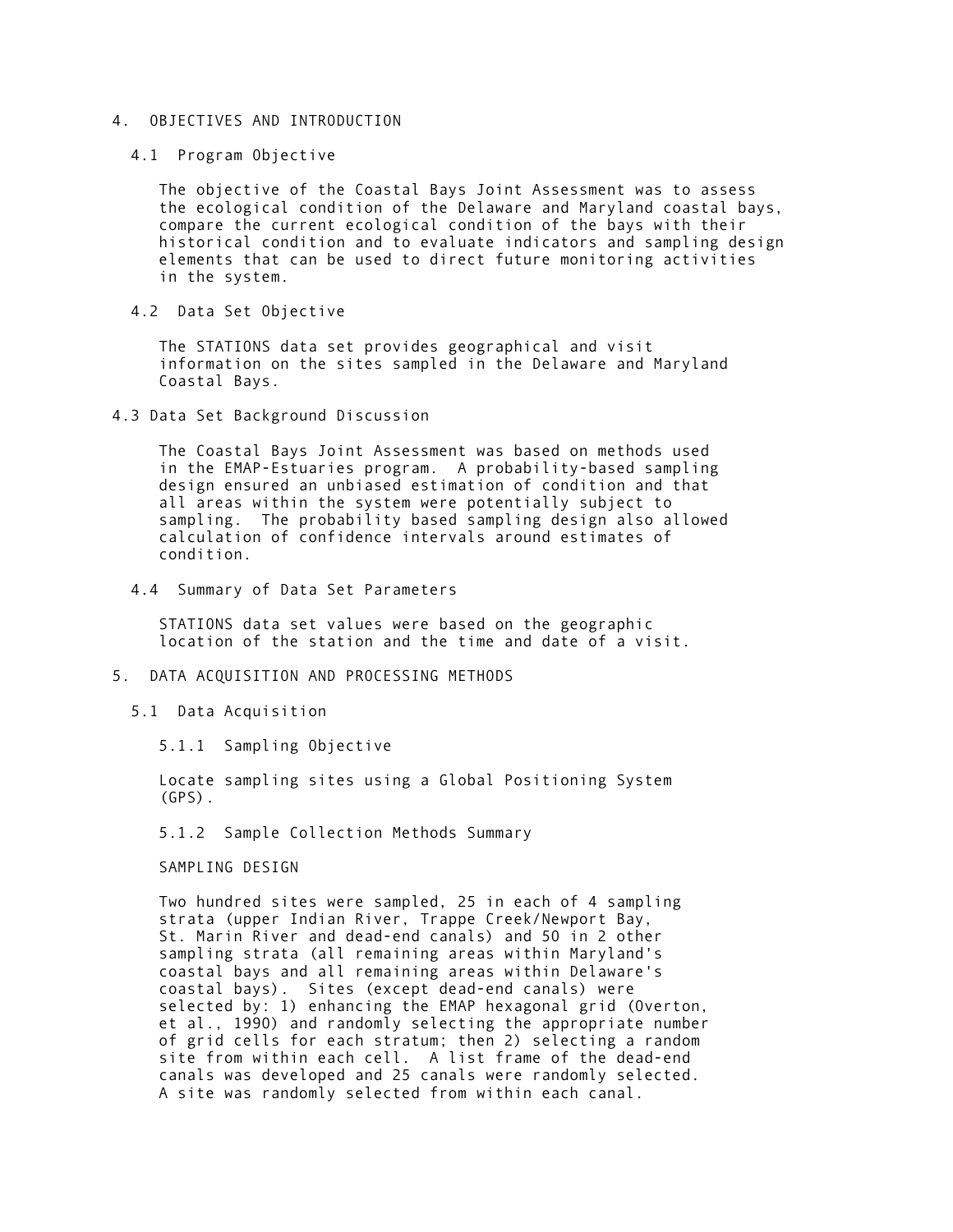# 4. OBJECTIVES AND INTRODUCTION

## 4.1 Program Objective

The objective of the Coastal Bays Joint Assessment was to assess the ecological condition of the Delaware and Maryland coastal bays, compare the current ecological condition of the bays with their historical condition and to evaluate indicators and sampling design elements that can be used to direct future monitoring activities in the system.

## 4.2 Data Set Objective

The STATIONS data set provides geographical and visit information on the sites sampled in the Delaware and Maryland Coastal Bays.

## 4.3 Data Set Background Discussion

The Coastal Bays Joint Assessment was based on methods used in the EMAP-Estuaries program. A probability-based sampling design ensured an unbiased estimation of condition and that all areas within the system were potentially subject to sampling. The probability based sampling design also allowed calculation of confidence intervals around estimates of condition.

## 4.4 Summary of Data Set Parameters

STATIONS data set values were based on the geographic location of the station and the time and date of a visit.

# 5. DATA ACQUISITION AND PROCESSING METHODS

## 5.1 Data Acquisition

### 5.1.1 Sampling Objective

Locate sampling sites using a Global Positioning System (GPS).

### 5.1.2 Sample Collection Methods Summary

SAMPLING DESIGN

Two hundred sites were sampled, 25 in each of 4 sampling strata (upper Indian River, Trappe Creek/Newport Bay, St. Marin River and dead-end canals) and 50 in 2 other sampling strata (all remaining areas within Maryland's coastal bays and all remaining areas within Delaware's coastal bays). Sites (except dead-end canals) were selected by: 1) enhancing the EMAP hexagonal grid (Overton, et al., 1990) and randomly selecting the appropriate number of grid cells for each stratum; then 2) selecting a random site from within each cell. A list frame of the dead-end canals was developed and 25 canals were randomly selected. A site was randomly selected from within each canal.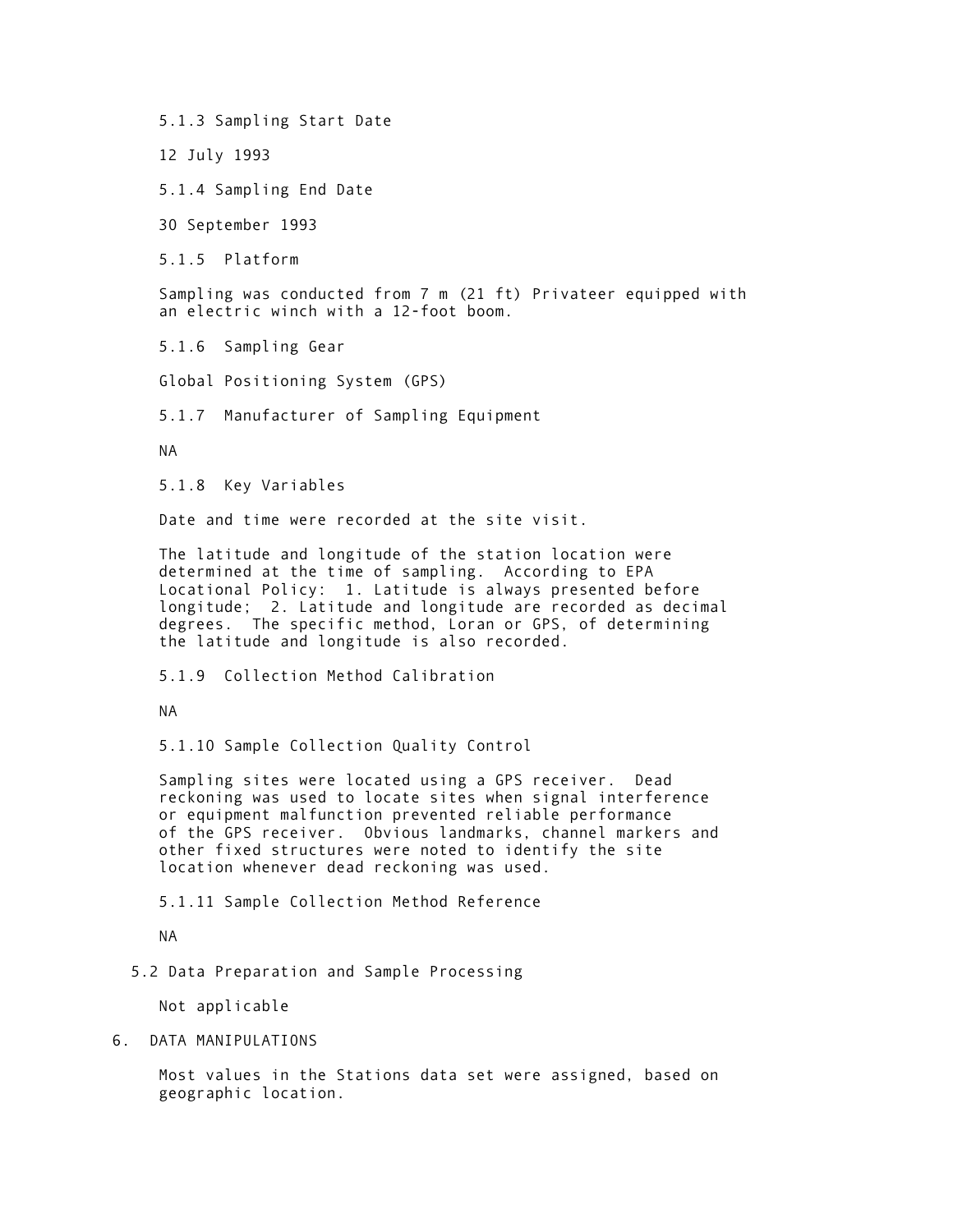#### 5.1.3 Sampling Start Date

12 July 1993

#### 5.1.4 Sampling End Date

30 September 1993

#### 5.1.5 Platform

Sampling was conducted from 7 m (21 ft) Privateer equipped with an electric winch with a 12-foot boom.

#### 5.1.6 Sampling Gear

Global Positioning System (GPS)

#### 5.1.7 Manufacturer of Sampling Equipment

NA

#### 5.1.8 Key Variables

Date and time were recorded at the site visit.

The latitude and longitude of the station location were determined at the time of sampling. According to EPA Locational Policy: 1. Latitude is always presented before longitude; 2. Latitude and longitude are recorded as decimal degrees. The specific method, Loran or GPS, of determining the latitude and longitude is also recorded.

#### 5.1.9 Collection Method Calibration

NA

#### 5.1.10 Sample Collection Quality Control

Sampling sites were located using a GPS receiver. Dead reckoning was used to locate sites when signal interference or equipment malfunction prevented reliable performance of the GPS receiver. Obvious landmarks, channel markers and other fixed structures were noted to identify the site location whenever dead reckoning was used.

#### 5.1.11 Sample Collection Method Reference

NA

### 5.2 Data Preparation and Sample Processing

Not applicable

## 6. DATA MANIPULATIONS

Most values in the Stations data set were assigned, based on geographic location.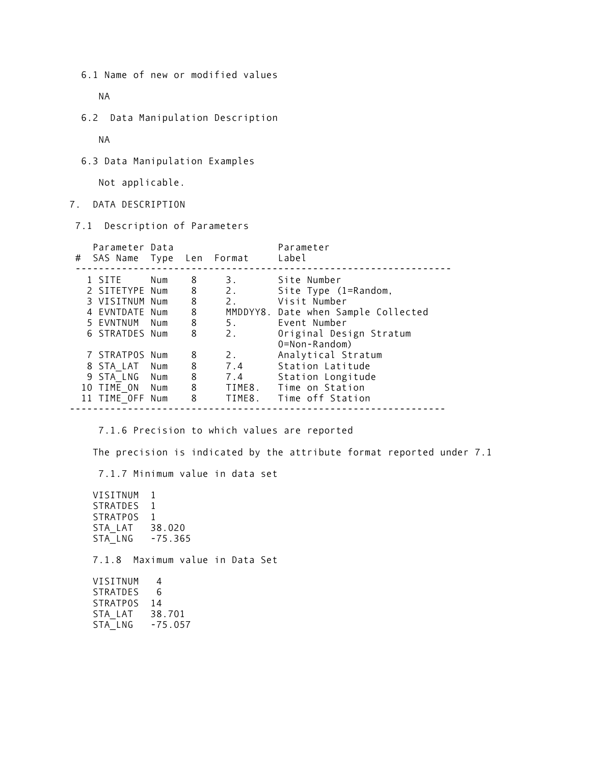### 6.1 Name of new or modified values

NA

### 6.2 Data Manipulation Description

NA

### 6.3 Data Manipulation Examples

Not applicable.

## 7. DATA DESCRIPTION

### 7.1 Description of Parameters

| # | Parameter SAS Name | Data Type | Len | Format | Parameter Label |
|---|---|---|---|---|---|
| 1 | SITE | Num | 8 | 3. | Site Number |
| 2 | SITETYPE | Num | 8 | 2. | Site Type (1=Random, 0=Non-Random) |
| 3 | VISITNUM | Num | 8 | 2. | Visit Number |
| 4 | EVNTDATE | Num | 8 | MMDDYY8. | Date when Sample Collected |
| 5 | EVNTNUM | Num | 8 | 5. | Event Number |
| 6 | STRATDES | Num | 8 | 2. | Original Design Stratum |
| 7 | STRATPOS | Num | 8 | 2. | Analytical Stratum |
| 8 | STA_LAT | Num | 8 | 7.4 | Station Latitude |
| 9 | STA_LNG | Num | 8 | 7.4 | Station Longitude |
| 10 | TIME_ON | Num | 8 | TIME8. | Time on Station |
| 11 | TIME_OFF | Num | 8 | TIME8. | Time off Station |

#### 7.1.6 Precision to which values are reported

The precision is indicated by the attribute format reported under 7.1

#### 7.1.7 Minimum value in data set

```
VISITNUM  1
STRATDES  1
STRATPOS  1
STA_LAT   38.020
STA_LNG   -75.365
```

#### 7.1.8 Maximum value in Data Set

```
VISITNUM   4
STRATDES   6
STRATPOS  14
STA_LAT   38.701
STA_LNG   -75.057
```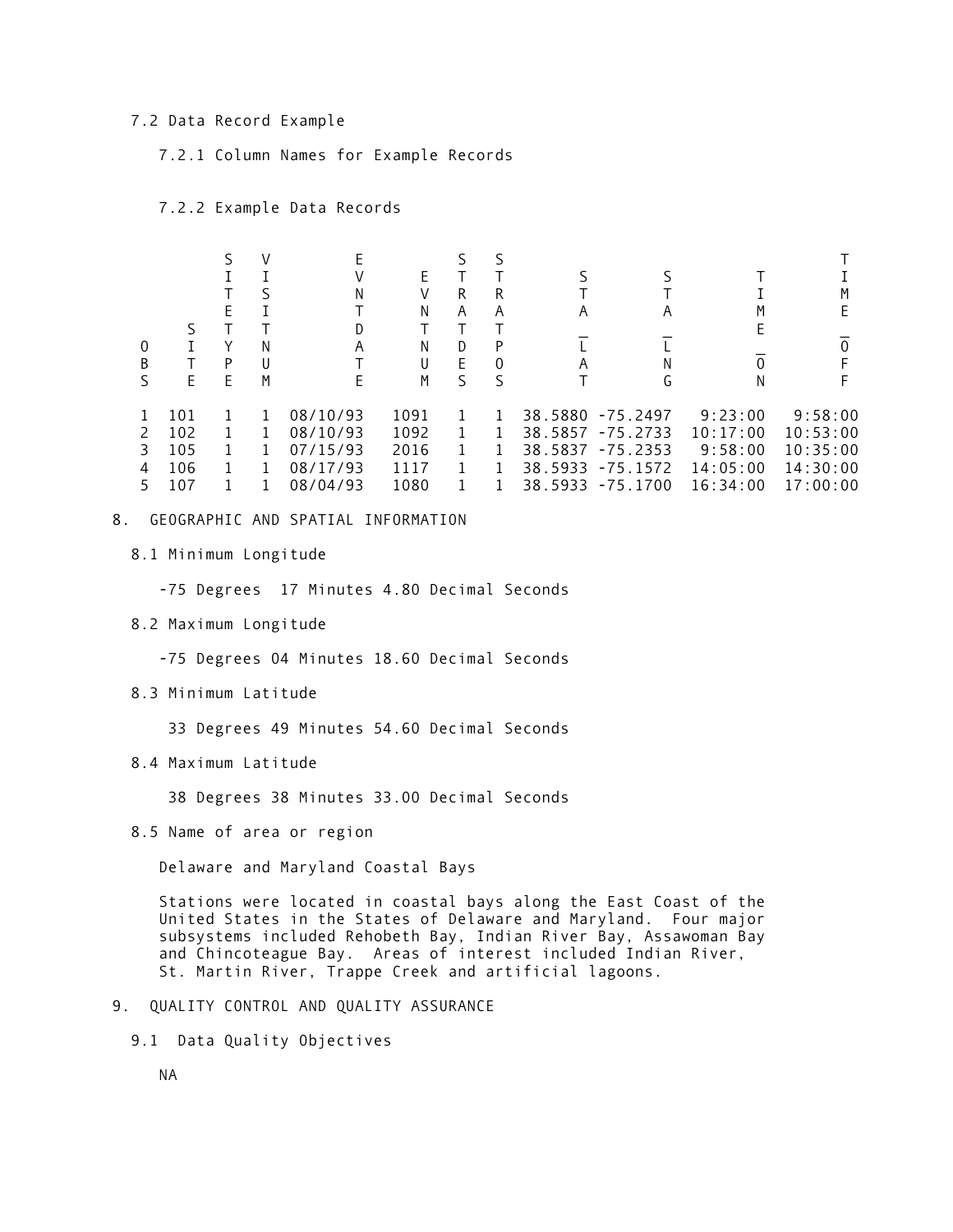### 7.2 Data Record Example

#### 7.2.1 Column Names for Example Records

#### 7.2.2 Example Data Records

| OBS | SITE | SITETYPE | VISITNUM | EVNTDATE | EVNTNUM | STRATDES | STRATPOS | STA_LAT | STA_LNG | TIME_ON | TIME_OFF |
|---|---|---|---|---|---|---|---|---|---|---|---|
| 1 | 101 | 1 | 1 | 08/10/93 | 1091 | 1 | 1 | 38.5880 | -75.2497 | 9:23:00 | 9:58:00 |
| 2 | 102 | 1 | 1 | 08/10/93 | 1092 | 1 | 1 | 38.5857 | -75.2733 | 10:17:00 | 10:53:00 |
| 3 | 105 | 1 | 1 | 07/15/93 | 2016 | 1 | 1 | 38.5837 | -75.2353 | 9:58:00 | 10:35:00 |
| 4 | 106 | 1 | 1 | 08/17/93 | 1117 | 1 | 1 | 38.5933 | -75.1572 | 14:05:00 | 14:30:00 |
| 5 | 107 | 1 | 1 | 08/04/93 | 1080 | 1 | 1 | 38.5933 | -75.1700 | 16:34:00 | 17:00:00 |

## 8. GEOGRAPHIC AND SPATIAL INFORMATION

### 8.1 Minimum Longitude

-75 Degrees 17 Minutes 4.80 Decimal Seconds

### 8.2 Maximum Longitude

-75 Degrees 04 Minutes 18.60 Decimal Seconds

### 8.3 Minimum Latitude

33 Degrees 49 Minutes 54.60 Decimal Seconds

### 8.4 Maximum Latitude

38 Degrees 38 Minutes 33.00 Decimal Seconds

### 8.5 Name of area or region

Delaware and Maryland Coastal Bays

Stations were located in coastal bays along the East Coast of the United States in the States of Delaware and Maryland. Four major subsystems included Rehobeth Bay, Indian River Bay, Assawoman Bay and Chincoteague Bay. Areas of interest included Indian River, St. Martin River, Trappe Creek and artificial lagoons.

## 9. QUALITY CONTROL AND QUALITY ASSURANCE

### 9.1 Data Quality Objectives

NA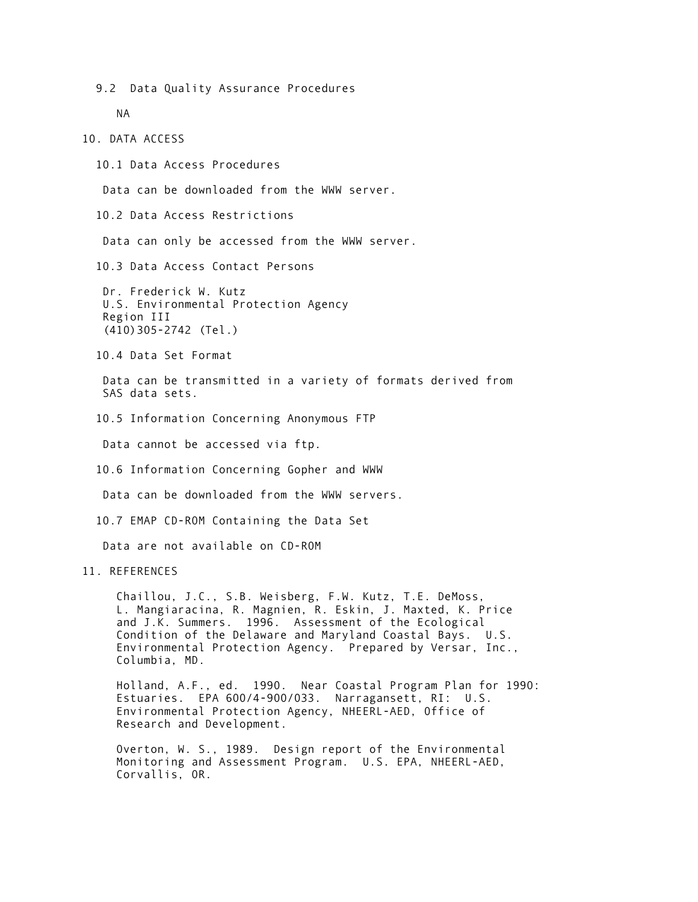### 9.2 Data Quality Assurance Procedures

NA

## 10. DATA ACCESS

### 10.1 Data Access Procedures

Data can be downloaded from the WWW server.

### 10.2 Data Access Restrictions

Data can only be accessed from the WWW server.

### 10.3 Data Access Contact Persons

Dr. Frederick W. Kutz
U.S. Environmental Protection Agency
Region III
(410)305-2742 (Tel.)

### 10.4 Data Set Format

Data can be transmitted in a variety of formats derived from SAS data sets.

### 10.5 Information Concerning Anonymous FTP

Data cannot be accessed via ftp.

### 10.6 Information Concerning Gopher and WWW

Data can be downloaded from the WWW servers.

### 10.7 EMAP CD-ROM Containing the Data Set

Data are not available on CD-ROM

## 11. REFERENCES

Chaillou, J.C., S.B. Weisberg, F.W. Kutz, T.E. DeMoss, L. Mangiaracina, R. Magnien, R. Eskin, J. Maxted, K. Price and J.K. Summers. 1996. Assessment of the Ecological Condition of the Delaware and Maryland Coastal Bays. U.S. Environmental Protection Agency. Prepared by Versar, Inc., Columbia, MD.

Holland, A.F., ed. 1990. Near Coastal Program Plan for 1990: Estuaries. EPA 600/4-900/033. Narragansett, RI: U.S. Environmental Protection Agency, NHEERL-AED, Office of Research and Development.

Overton, W. S., 1989. Design report of the Environmental Monitoring and Assessment Program. U.S. EPA, NHEERL-AED, Corvallis, OR.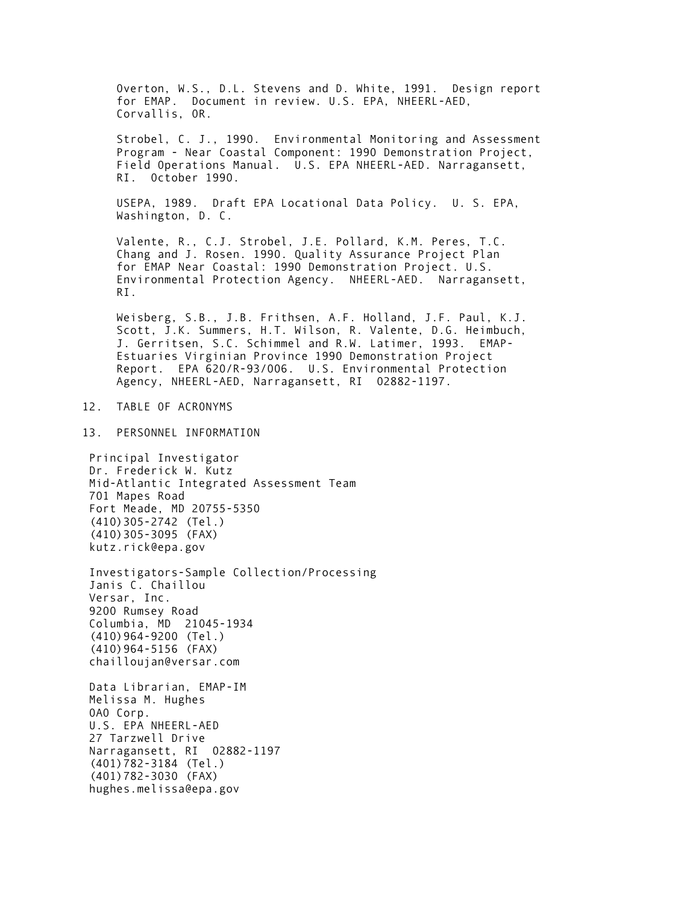Overton, W.S., D.L. Stevens and D. White, 1991. Design report for EMAP. Document in review. U.S. EPA, NHEERL-AED, Corvallis, OR.

Strobel, C. J., 1990. Environmental Monitoring and Assessment Program - Near Coastal Component: 1990 Demonstration Project, Field Operations Manual. U.S. EPA NHEERL-AED. Narragansett, RI. October 1990.

USEPA, 1989. Draft EPA Locational Data Policy. U. S. EPA, Washington, D. C.

Valente, R., C.J. Strobel, J.E. Pollard, K.M. Peres, T.C. Chang and J. Rosen. 1990. Quality Assurance Project Plan for EMAP Near Coastal: 1990 Demonstration Project. U.S. Environmental Protection Agency. NHEERL-AED. Narragansett, RI.

Weisberg, S.B., J.B. Frithsen, A.F. Holland, J.F. Paul, K.J. Scott, J.K. Summers, H.T. Wilson, R. Valente, D.G. Heimbuch, J. Gerritsen, S.C. Schimmel and R.W. Latimer, 1993. EMAP-Estuaries Virginian Province 1990 Demonstration Project Report. EPA 620/R-93/006. U.S. Environmental Protection Agency, NHEERL-AED, Narragansett, RI 02882-1197.

## 12. TABLE OF ACRONYMS

## 13. PERSONNEL INFORMATION

Principal Investigator
Dr. Frederick W. Kutz
Mid-Atlantic Integrated Assessment Team
701 Mapes Road
Fort Meade, MD 20755-5350
(410)305-2742 (Tel.)
(410)305-3095 (FAX)
kutz.rick@epa.gov

Investigators-Sample Collection/Processing
Janis C. Chaillou
Versar, Inc.
9200 Rumsey Road
Columbia, MD 21045-1934
(410)964-9200 (Tel.)
(410)964-5156 (FAX)
chailloujan@versar.com

Data Librarian, EMAP-IM
Melissa M. Hughes
OAO Corp.
U.S. EPA NHEERL-AED
27 Tarzwell Drive
Narragansett, RI 02882-1197
(401)782-3184 (Tel.)
(401)782-3030 (FAX)
hughes.melissa@epa.gov